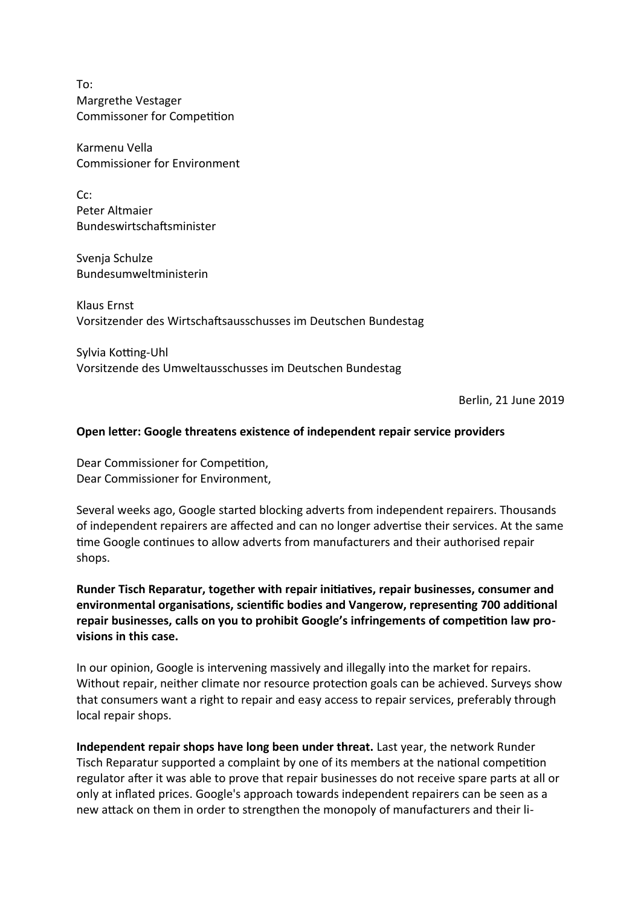To:
Margrethe Vestager
Commissoner for Competition

Karmenu Vella
Commissioner for Environment

Cc:
Peter Altmaier
Bundeswirtschaftsminister

Svenja Schulze
Bundesumweltministerin

Klaus Ernst
Vorsitzender des Wirtschaftsausschusses im Deutschen Bundestag

Sylvia Kotting-Uhl
Vorsitzende des Umweltausschusses im Deutschen Bundestag

Berlin, 21 June 2019

**Open letter: Google threatens existence of independent repair service providers**

Dear Commissioner for Competition,
Dear Commissioner for Environment,

Several weeks ago, Google started blocking adverts from independent repairers. Thousands of independent repairers are affected and can no longer advertise their services. At the same time Google continues to allow adverts from manufacturers and their authorised repair shops.

**Runder Tisch Reparatur, together with repair initiatives, repair businesses, consumer and environmental organisations, scientific bodies and Vangerow, representing 700 additional repair businesses, calls on you to prohibit Google's infringements of competition law provisions in this case.**

In our opinion, Google is intervening massively and illegally into the market for repairs. Without repair, neither climate nor resource protection goals can be achieved. Surveys show that consumers want a right to repair and easy access to repair services, preferably through local repair shops.

**Independent repair shops have long been under threat.** Last year, the network Runder Tisch Reparatur supported a complaint by one of its members at the national competition regulator after it was able to prove that repair businesses do not receive spare parts at all or only at inflated prices. Google's approach towards independent repairers can be seen as a new attack on them in order to strengthen the monopoly of manufacturers and their li-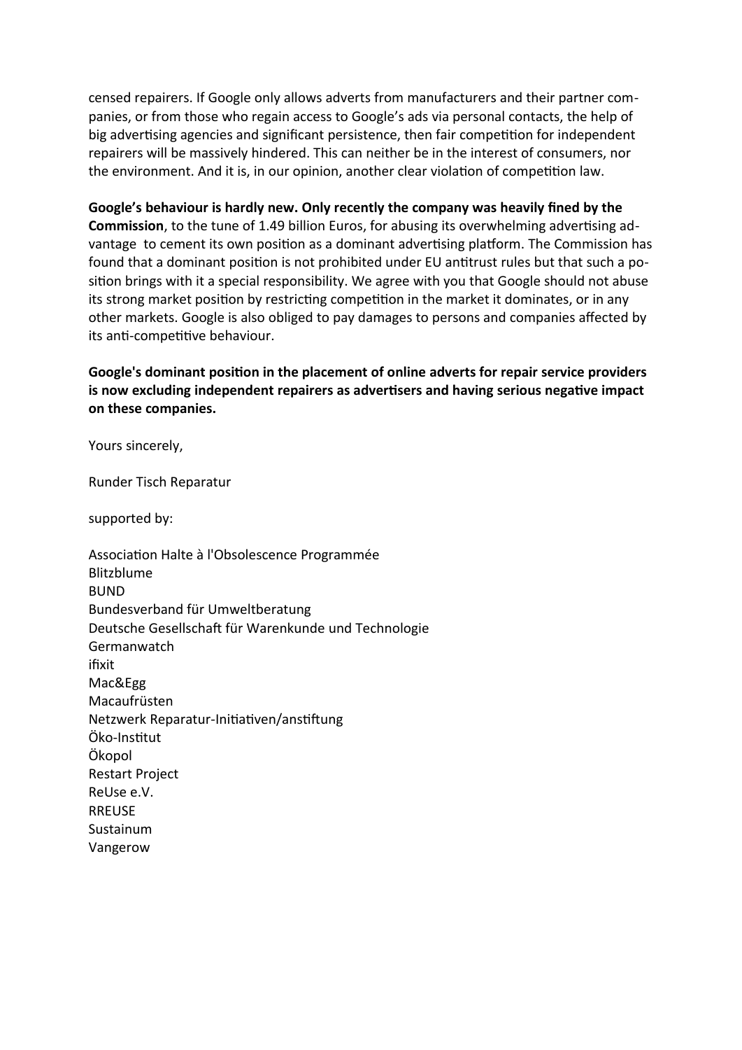censed repairers. If Google only allows adverts from manufacturers and their partner companies, or from those who regain access to Google's ads via personal contacts, the help of big advertising agencies and significant persistence, then fair competition for independent repairers will be massively hindered. This can neither be in the interest of consumers, nor the environment. And it is, in our opinion, another clear violation of competition law.

**Google's behaviour is hardly new. Only recently the company was heavily fined by the Commission**, to the tune of 1.49 billion Euros, for abusing its overwhelming advertising advantage to cement its own position as a dominant advertising platform. The Commission has found that a dominant position is not prohibited under EU antitrust rules but that such a position brings with it a special responsibility. We agree with you that Google should not abuse its strong market position by restricting competition in the market it dominates, or in any other markets. Google is also obliged to pay damages to persons and companies affected by its anti-competitive behaviour.

**Google's dominant position in the placement of online adverts for repair service providers is now excluding independent repairers as advertisers and having serious negative impact on these companies.**

Yours sincerely,

Runder Tisch Reparatur

supported by:

Association Halte à l'Obsolescence Programmée  
Blitzblume  
BUND  
Bundesverband für Umweltberatung  
Deutsche Gesellschaft für Warenkunde und Technologie  
Germanwatch  
ifixit  
Mac&Egg  
Macaufrüsten  
Netzwerk Reparatur-Initiativen/anstiftung  
Öko-Institut  
Ökopol  
Restart Project  
ReUse e.V.  
RREUSE  
Sustainum  
Vangerow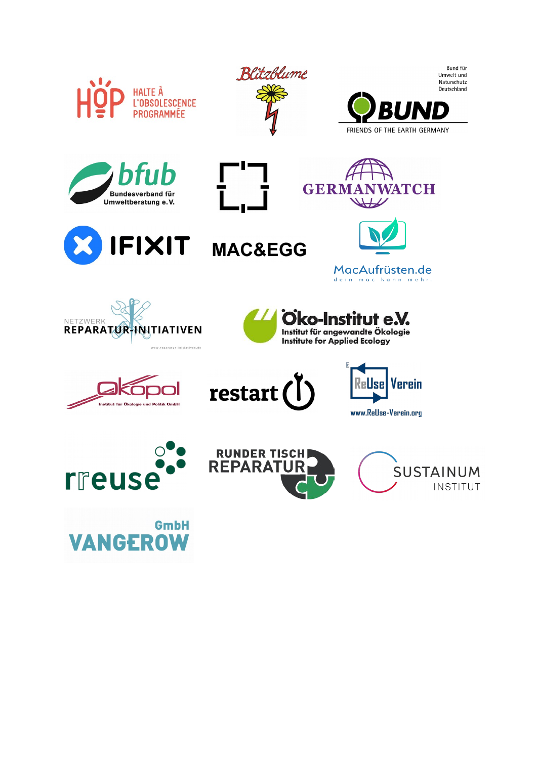HOP HALTE À L'OBSOLESCENCE PROGRAMMÉE

Blitzblume

Bund für Umwelt und Naturschutz Deutschland

BUND

FRIENDS OF THE EARTH GERMANY

bfub Bundesverband für Umweltberatung e.V.

GERMANWATCH

IFIXIT

MAC&EGG

MacAufrüsten.de

dein mac kann mehr.

NETZWERK REPARATUR-INITIATIVEN

www.reparatur-initiativen.de

Öko-Institut e.V.

Institut für angewandte Ökologie

Institute for Applied Ecology

Ökopol

Institut für Ökologie und Politik GmbH

restart

ReUse Verein

www.ReUse-Verein.org

rreuse

RUNDER TISCH REPARATUR

SUSTAINUM INSTITUT

GmbH VANGEROW